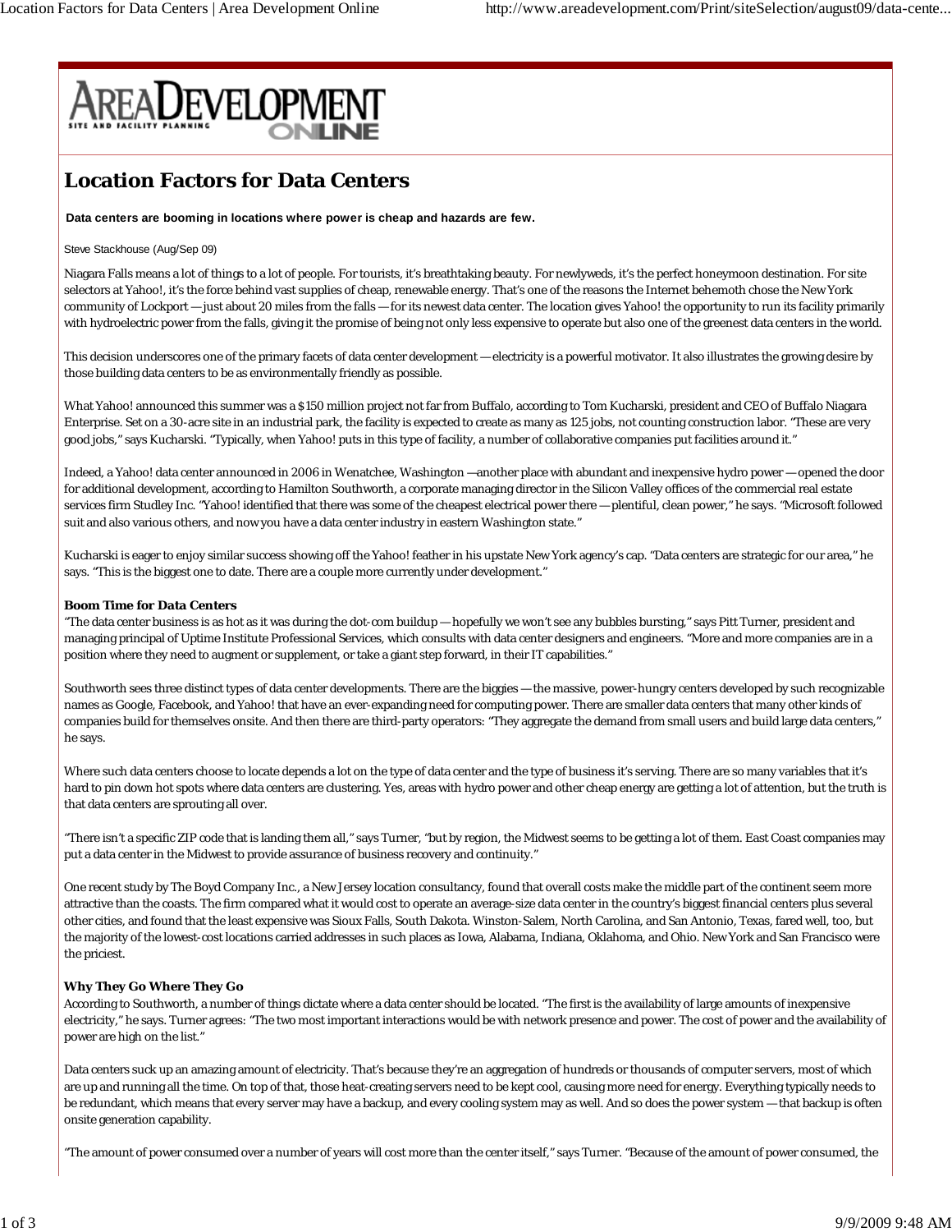# Location Factors for Data Centers

**Data centers are booming in locations where power is cheap and hazards are few.**

Steve Stackhouse (Aug/Sep 09)

Niagara Falls means a lot of things to a lot of people. For tourists, it's breathtaking beauty. For newlyweds, it's the perfect honeymoon destination. For site selectors at Yahoo!, it's the force behind vast supplies of cheap, renewable energy. That's one of the reasons the Internet behemoth chose the New York community of Lockport — just about 20 miles from the falls — for its newest data center. The location gives Yahoo! the opportunity to run its facility primarily with hydroelectric power from the falls, giving it the promise of being not only less expensive to operate but also one of the greenest data centers in the world.

This decision underscores one of the primary facets of data center development — electricity is a powerful motivator. It also illustrates the growing desire by those building data centers to be as environmentally friendly as possible.

What Yahoo! announced this summer was a $150 million project not far from Buffalo, according to Tom Kucharski, president and CEO of Buffalo Niagara Enterprise. Set on a 30-acre site in an industrial park, the facility is expected to create as many as 125 jobs, not counting construction labor. "These are very good jobs," says Kucharski. "Typically, when Yahoo! puts in this type of facility, a number of collaborative companies put facilities around it."

Indeed, a Yahoo! data center announced in 2006 in Wenatchee, Washington —another place with abundant and inexpensive hydro power — opened the door for additional development, according to Hamilton Southworth, a corporate managing director in the Silicon Valley offices of the commercial real estate services firm Studley Inc. "Yahoo! identified that there was some of the cheapest electrical power there — plentiful, clean power," he says. "Microsoft followed suit and also various others, and now you have a data center industry in eastern Washington state."

Kucharski is eager to enjoy similar success showing off the Yahoo! feather in his upstate New York agency's cap. "Data centers are strategic for our area," he says. "This is the biggest one to date. There are a couple more currently under development."

**Boom Time for Data Centers**

"The data center business is as hot as it was during the dot-com buildup — hopefully we won't see any bubbles bursting," says Pitt Turner, president and managing principal of Uptime Institute Professional Services, which consults with data center designers and engineers. "More and more companies are in a position where they need to augment or supplement, or take a giant step forward, in their IT capabilities."

Southworth sees three distinct types of data center developments. There are the biggies — the massive, power-hungry centers developed by such recognizable names as Google, Facebook, and Yahoo! that have an ever-expanding need for computing power. There are smaller data centers that many other kinds of companies build for themselves onsite. And then there are third-party operators: "They aggregate the demand from small users and build large data centers," he says.

Where such data centers choose to locate depends a lot on the type of data center and the type of business it's serving. There are so many variables that it's hard to pin down hot spots where data centers are clustering. Yes, areas with hydro power and other cheap energy are getting a lot of attention, but the truth is that data centers are sprouting all over.

"There isn't a specific ZIP code that is landing them all," says Turner, "but by region, the Midwest seems to be getting a lot of them. East Coast companies may put a data center in the Midwest to provide assurance of business recovery and continuity."

One recent study by The Boyd Company Inc., a New Jersey location consultancy, found that overall costs make the middle part of the continent seem more attractive than the coasts. The firm compared what it would cost to operate an average-size data center in the country's biggest financial centers plus several other cities, and found that the least expensive was Sioux Falls, South Dakota. Winston-Salem, North Carolina, and San Antonio, Texas, fared well, too, but the majority of the lowest-cost locations carried addresses in such places as Iowa, Alabama, Indiana, Oklahoma, and Ohio. New York and San Francisco were the priciest.

**Why They Go Where They Go**

According to Southworth, a number of things dictate where a data center should be located. "The first is the availability of large amounts of inexpensive electricity," he says. Turner agrees: "The two most important interactions would be with network presence and power. The cost of power and the availability of power are high on the list."

Data centers suck up an amazing amount of electricity. That's because they're an aggregation of hundreds or thousands of computer servers, most of which are up and running all the time. On top of that, those heat-creating servers need to be kept cool, causing more need for energy. Everything typically needs to be redundant, which means that every server may have a backup, and every cooling system may as well. And so does the power system — that backup is often onsite generation capability.

"The amount of power consumed over a number of years will cost more than the center itself," says Turner. "Because of the amount of power consumed, the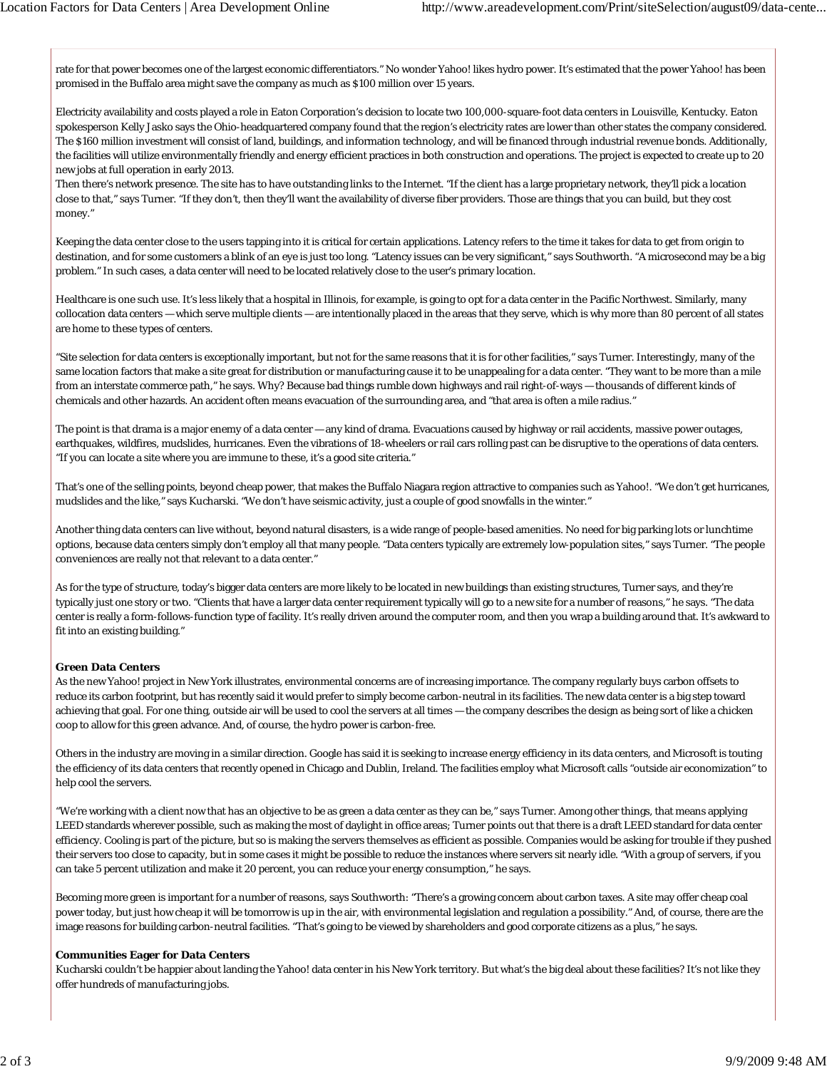rate for that power becomes one of the largest economic differentiators." No wonder Yahoo! likes hydro power. It's estimated that the power Yahoo! has been promised in the Buffalo area might save the company as much as $100 million over 15 years.

Electricity availability and costs played a role in Eaton Corporation's decision to locate two 100,000-square-foot data centers in Louisville, Kentucky. Eaton spokesperson Kelly Jasko says the Ohio-headquartered company found that the region's electricity rates are lower than other states the company considered. The $160 million investment will consist of land, buildings, and information technology, and will be financed through industrial revenue bonds. Additionally, the facilities will utilize environmentally friendly and energy efficient practices in both construction and operations. The project is expected to create up to 20 new jobs at full operation in early 2013.

Then there's network presence. The site has to have outstanding links to the Internet. "If the client has a large proprietary network, they'll pick a location close to that," says Turner. "If they don't, then they'll want the availability of diverse fiber providers. Those are things that you can build, but they cost money."

Keeping the data center close to the users tapping into it is critical for certain applications. Latency refers to the time it takes for data to get from origin to destination, and for some customers a blink of an eye is just too long. "Latency issues can be very significant," says Southworth. "A microsecond may be a big problem." In such cases, a data center will need to be located relatively close to the user's primary location.

Healthcare is one such use. It's less likely that a hospital in Illinois, for example, is going to opt for a data center in the Pacific Northwest. Similarly, many collocation data centers — which serve multiple clients — are intentionally placed in the areas that they serve, which is why more than 80 percent of all states are home to these types of centers.

"Site selection for data centers is exceptionally important, but not for the same reasons that it is for other facilities," says Turner. Interestingly, many of the same location factors that make a site great for distribution or manufacturing cause it to be unappealing for a data center. "They want to be more than a mile from an interstate commerce path," he says. Why? Because bad things rumble down highways and rail right-of-ways — thousands of different kinds of chemicals and other hazards. An accident often means evacuation of the surrounding area, and "that area is often a mile radius."

The point is that drama is a major enemy of a data center — any kind of drama. Evacuations caused by highway or rail accidents, massive power outages, earthquakes, wildfires, mudslides, hurricanes. Even the vibrations of 18-wheelers or rail cars rolling past can be disruptive to the operations of data centers. "If you can locate a site where you are immune to these, it's a good site criteria."

That's one of the selling points, beyond cheap power, that makes the Buffalo Niagara region attractive to companies such as Yahoo!. "We don't get hurricanes, mudslides and the like," says Kucharski. "We don't have seismic activity, just a couple of good snowfalls in the winter."

Another thing data centers can live without, beyond natural disasters, is a wide range of people-based amenities. No need for big parking lots or lunchtime options, because data centers simply don't employ all that many people. "Data centers typically are extremely low-population sites," says Turner. "The people conveniences are really not that relevant to a data center."

As for the type of structure, today's bigger data centers are more likely to be located in new buildings than existing structures, Turner says, and they're typically just one story or two. "Clients that have a larger data center requirement typically will go to a new site for a number of reasons," he says. "The data center is really a form-follows-function type of facility. It's really driven around the computer room, and then you wrap a building around that. It's awkward to fit into an existing building."

**Green Data Centers**

As the new Yahoo! project in New York illustrates, environmental concerns are of increasing importance. The company regularly buys carbon offsets to reduce its carbon footprint, but has recently said it would prefer to simply become carbon-neutral in its facilities. The new data center is a big step toward achieving that goal. For one thing, outside air will be used to cool the servers at all times — the company describes the design as being sort of like a chicken coop to allow for this green advance. And, of course, the hydro power is carbon-free.

Others in the industry are moving in a similar direction. Google has said it is seeking to increase energy efficiency in its data centers, and Microsoft is touting the efficiency of its data centers that recently opened in Chicago and Dublin, Ireland. The facilities employ what Microsoft calls "outside air economization" to help cool the servers.

"We're working with a client now that has an objective to be as green a data center as they can be," says Turner. Among other things, that means applying LEED standards wherever possible, such as making the most of daylight in office areas; Turner points out that there is a draft LEED standard for data center efficiency. Cooling is part of the picture, but so is making the servers themselves as efficient as possible. Companies would be asking for trouble if they pushed their servers too close to capacity, but in some cases it might be possible to reduce the instances where servers sit nearly idle. "With a group of servers, if you can take 5 percent utilization and make it 20 percent, you can reduce your energy consumption," he says.

Becoming more green is important for a number of reasons, says Southworth: "There's a growing concern about carbon taxes. A site may offer cheap coal power today, but just how cheap it will be tomorrow is up in the air, with environmental legislation and regulation a possibility." And, of course, there are the image reasons for building carbon-neutral facilities. "That's going to be viewed by shareholders and good corporate citizens as a plus," he says.

**Communities Eager for Data Centers**

Kucharski couldn't be happier about landing the Yahoo! data center in his New York territory. But what's the big deal about these facilities? It's not like they offer hundreds of manufacturing jobs.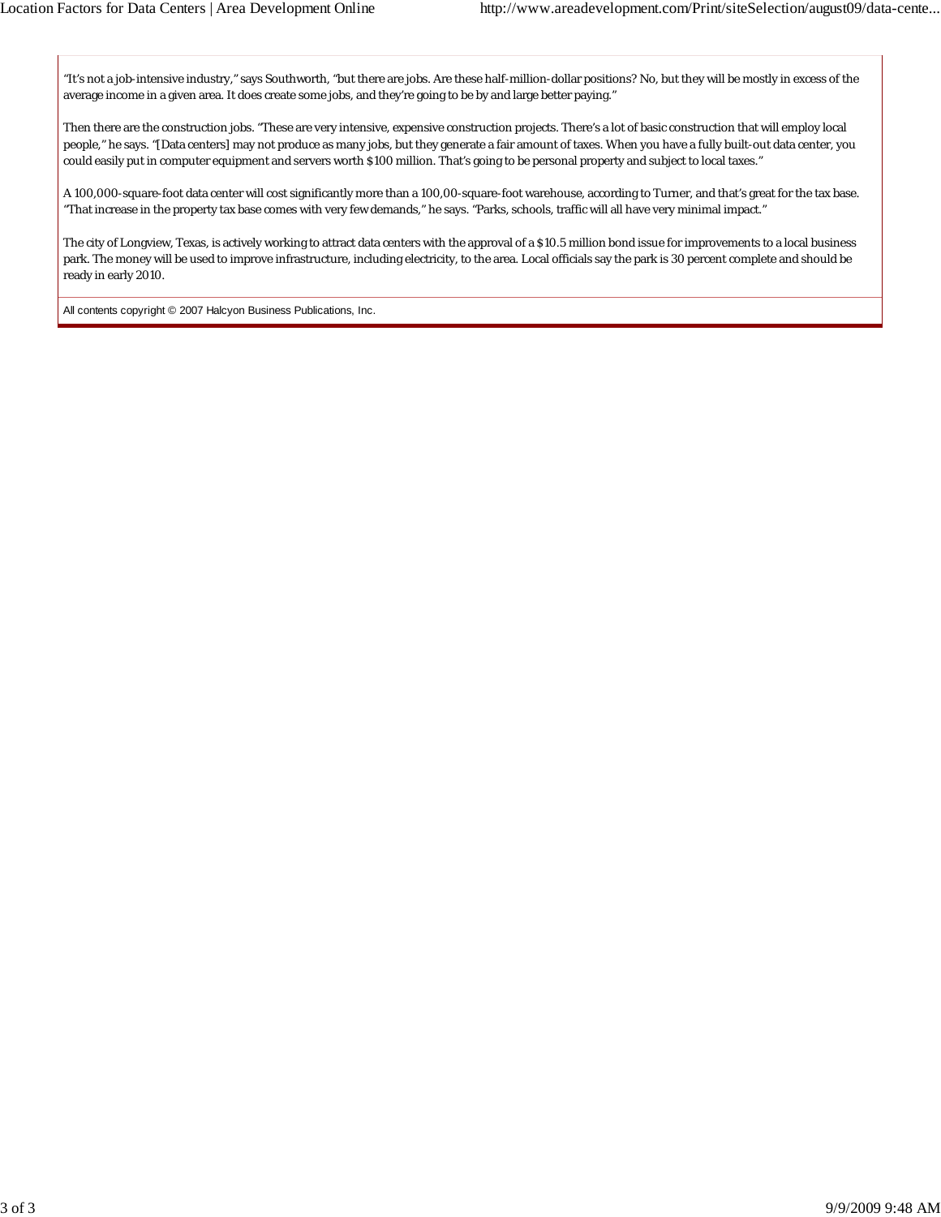"It's not a job-intensive industry," says Southworth, "but there are jobs. Are these half-million-dollar positions? No, but they will be mostly in excess of the average income in a given area. It does create some jobs, and they're going to be by and large better paying."

Then there are the construction jobs. "These are very intensive, expensive construction projects. There's a lot of basic construction that will employ local people," he says. "[Data centers] may not produce as many jobs, but they generate a fair amount of taxes. When you have a fully built-out data center, you could easily put in computer equipment and servers worth $100 million. That's going to be personal property and subject to local taxes."

A 100,000-square-foot data center will cost significantly more than a 100,00-square-foot warehouse, according to Turner, and that's great for the tax base. "That increase in the property tax base comes with very few demands," he says. "Parks, schools, traffic will all have very minimal impact."

The city of Longview, Texas, is actively working to attract data centers with the approval of a $10.5 million bond issue for improvements to a local business park. The money will be used to improve infrastructure, including electricity, to the area. Local officials say the park is 30 percent complete and should be ready in early 2010.

All contents copyright © 2007 Halcyon Business Publications, Inc.